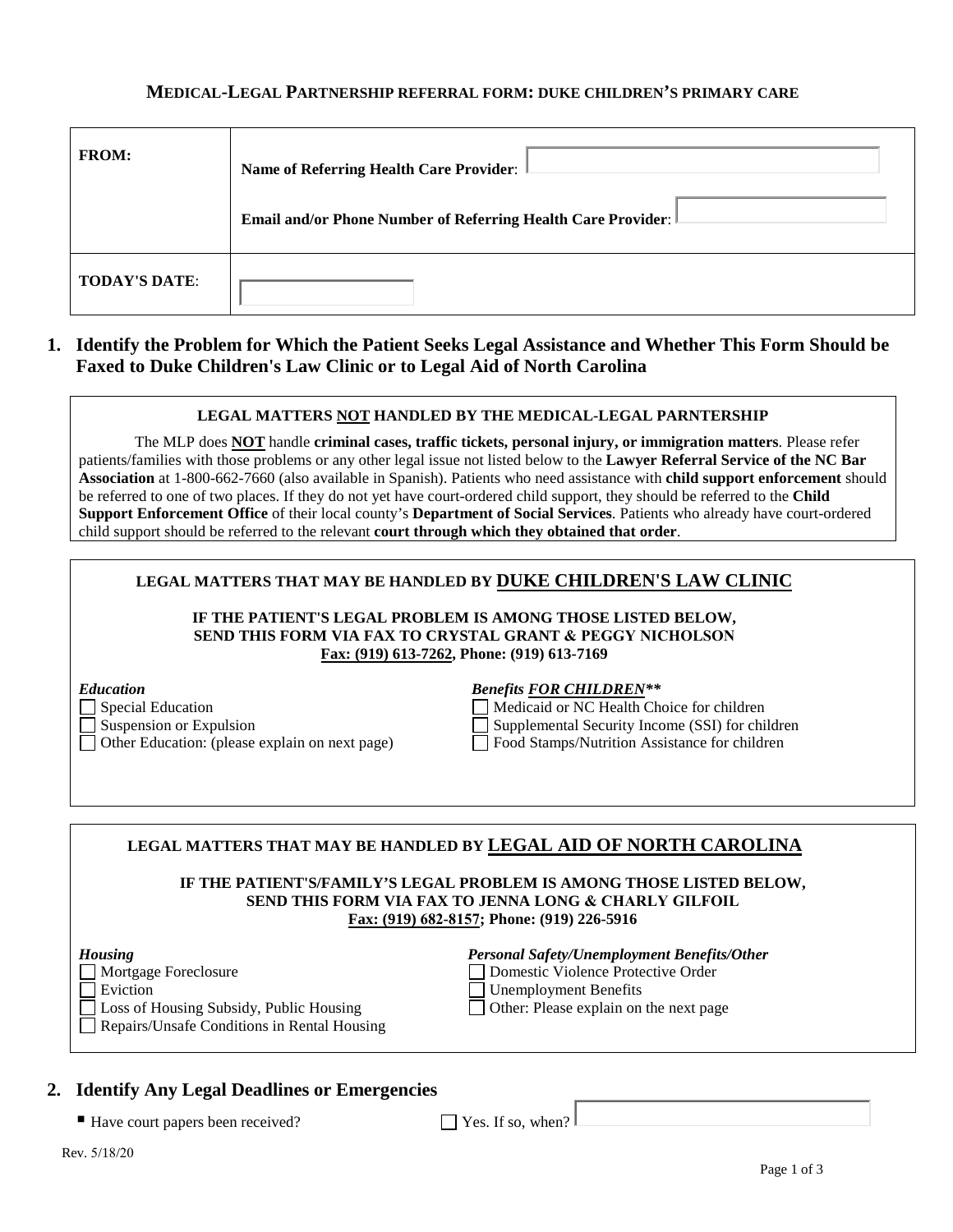## MEDICAL-LEGAL PARTNERSHIP REFERRAL FORM: DUKE CHILDREN'S PRIMARY CARE

| | |
|---|---|
| **FROM:** | **Name of Referring Health Care Provider**: <br><br> **Email and/or Phone Number of Referring Health Care Provider**: |
| **TODAY'S DATE**: | |

### 1. Identify the Problem for Which the Patient Seeks Legal Assistance and Whether This Form Should be Faxed to Duke Children's Law Clinic or to Legal Aid of North Carolina

**LEGAL MATTERS NOT HANDLED BY THE MEDICAL-LEGAL PARNTERSHIP**

The MLP does **NOT** handle **criminal cases, traffic tickets, personal injury, or immigration matters**. Please refer patients/families with those problems or any other legal issue not listed below to the **Lawyer Referral Service of the NC Bar Association** at 1-800-662-7660 (also available in Spanish). Patients who need assistance with **child support enforcement** should be referred to one of two places. If they do not yet have court-ordered child support, they should be referred to the **Child Support Enforcement Office** of their local county's **Department of Social Services**. Patients who already have court-ordered child support should be referred to the relevant **court through which they obtained that order**.

**LEGAL MATTERS THAT MAY BE HANDLED BY DUKE CHILDREN'S LAW CLINIC**

**IF THE PATIENT'S LEGAL PROBLEM IS AMONG THOSE LISTED BELOW, SEND THIS FORM VIA FAX TO CRYSTAL GRANT & PEGGY NICHOLSON**
**Fax: (919) 613-7262, Phone: (919) 613-7169**

***Education***
- ☐ Special Education
- ☐ Suspension or Expulsion
- ☐ Other Education: (please explain on next page)

***Benefits FOR CHILDREN\*\****
- ☐ Medicaid or NC Health Choice for children
- ☐ Supplemental Security Income (SSI) for children
- ☐ Food Stamps/Nutrition Assistance for children

**LEGAL MATTERS THAT MAY BE HANDLED BY LEGAL AID OF NORTH CAROLINA**

**IF THE PATIENT'S/FAMILY'S LEGAL PROBLEM IS AMONG THOSE LISTED BELOW, SEND THIS FORM VIA FAX TO JENNA LONG & CHARLY GILFOIL**
**Fax: (919) 682-8157; Phone: (919) 226-5916**

***Housing***
- ☐ Mortgage Foreclosure
- ☐ Eviction
- ☐ Loss of Housing Subsidy, Public Housing
- ☐ Repairs/Unsafe Conditions in Rental Housing

***Personal Safety/Unemployment Benefits/Other***
- ☐ Domestic Violence Protective Order
- ☐ Unemployment Benefits
- ☐ Other: Please explain on the next page

### 2. Identify Any Legal Deadlines or Emergencies

- Have court papers been received? ☐ Yes. If so, when?

Rev. 5/18/20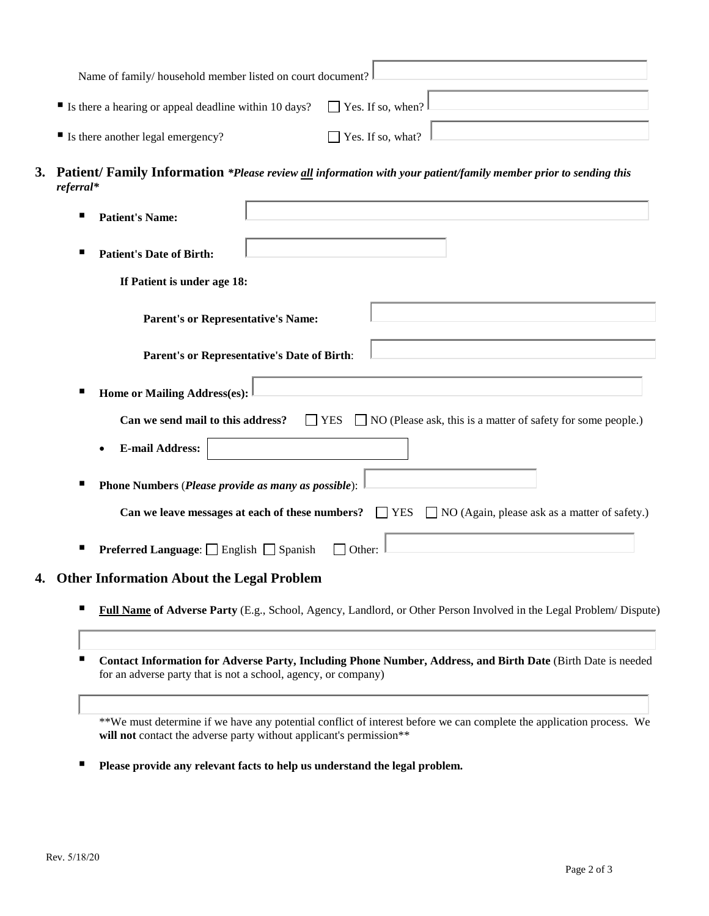Name of family/ household member listed on court document?

- Is there a hearing or appeal deadline within 10 days? ☐ Yes. If so, when?
- Is there another legal emergency? ☐ Yes. If so, what?

## 3. Patient/ Family Information *\*Please review **all** information with your patient/family member prior to sending this referral\**

- **Patient's Name:**
- **Patient's Date of Birth:**

  **If Patient is under age 18:**

  **Parent's or Representative's Name:**

  **Parent's or Representative's Date of Birth**:

- **Home or Mailing Address(es):**

  **Can we send mail to this address?** ☐ YES ☐ NO (Please ask, this is a matter of safety for some people.)

  - **E-mail Address:**

- **Phone Numbers** (*Please provide as many as possible*):

  **Can we leave messages at each of these numbers?** ☐ YES ☐ NO (Again, please ask as a matter of safety.)

- **Preferred Language**: ☐ English ☐ Spanish ☐ Other:

## 4. Other Information About the Legal Problem

- **Full Name of Adverse Party** (E.g., School, Agency, Landlord, or Other Person Involved in the Legal Problem/ Dispute)

- **Contact Information for Adverse Party, Including Phone Number, Address, and Birth Date** (Birth Date is needed for an adverse party that is not a school, agency, or company)

  \*\*We must determine if we have any potential conflict of interest before we can complete the application process. We **will not** contact the adverse party without applicant's permission\*\*

- **Please provide any relevant facts to help us understand the legal problem.**

Rev. 5/18/20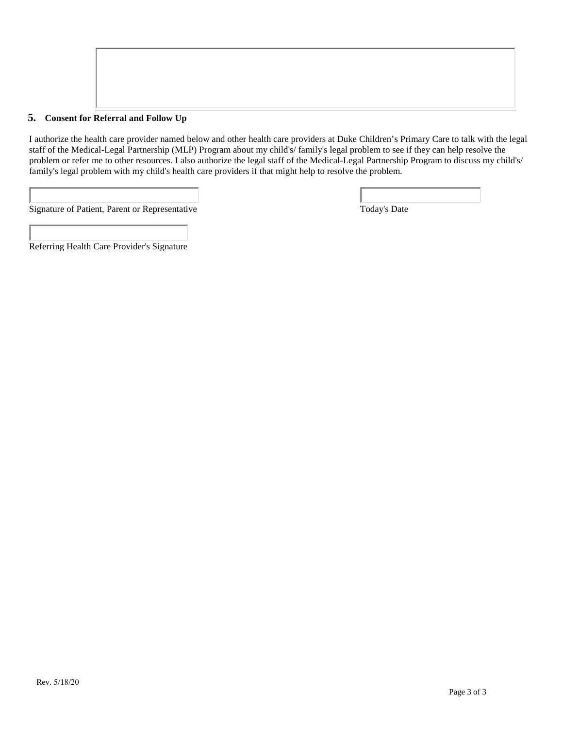## 5. Consent for Referral and Follow Up

I authorize the health care provider named below and other health care providers at Duke Children's Primary Care to talk with the legal staff of the Medical-Legal Partnership (MLP) Program about my child's/ family's legal problem to see if they can help resolve the problem or refer me to other resources. I also authorize the legal staff of the Medical-Legal Partnership Program to discuss my child's/ family's legal problem with my child's health care providers if that might help to resolve the problem.

Signature of Patient, Parent or Representative

Today's Date

Referring Health Care Provider's Signature

Rev. 5/18/20